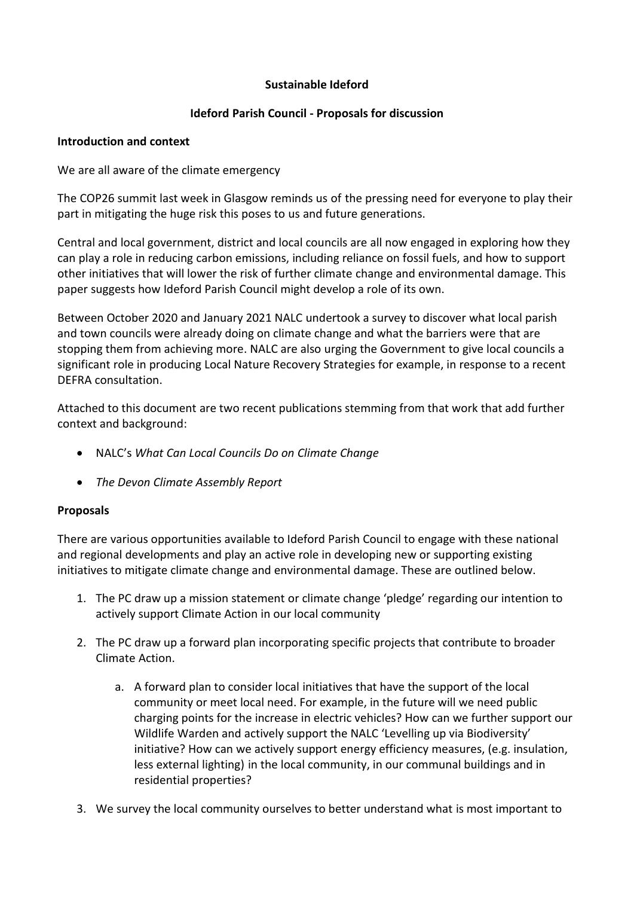**Sustainable Ideford**

**Ideford Parish Council - Proposals for discussion**

**Introduction and context**

We are all aware of the climate emergency

The COP26 summit last week in Glasgow reminds us of the pressing need for everyone to play their part in mitigating the huge risk this poses to us and future generations.

Central and local government, district and local councils are all now engaged in exploring how they can play a role in reducing carbon emissions, including reliance on fossil fuels, and how to support other initiatives that will lower the risk of further climate change and environmental damage. This paper suggests how Ideford Parish Council might develop a role of its own.

Between October 2020 and January 2021 NALC undertook a survey to discover what local parish and town councils were already doing on climate change and what the barriers were that are stopping them from achieving more. NALC are also urging the Government to give local councils a significant role in producing Local Nature Recovery Strategies for example, in response to a recent DEFRA consultation.

Attached to this document are two recent publications stemming from that work that add further context and background:

- NALC's *What Can Local Councils Do on Climate Change*
- *The Devon Climate Assembly Report*

**Proposals**

There are various opportunities available to Ideford Parish Council to engage with these national and regional developments and play an active role in developing new or supporting existing initiatives to mitigate climate change and environmental damage. These are outlined below.

1. The PC draw up a mission statement or climate change 'pledge' regarding our intention to actively support Climate Action in our local community
2. The PC draw up a forward plan incorporating specific projects that contribute to broader Climate Action.
    a. A forward plan to consider local initiatives that have the support of the local community or meet local need. For example, in the future will we need public charging points for the increase in electric vehicles? How can we further support our Wildlife Warden and actively support the NALC 'Levelling up via Biodiversity' initiative? How can we actively support energy efficiency measures, (e.g. insulation, less external lighting) in the local community, in our communal buildings and in residential properties?
3. We survey the local community ourselves to better understand what is most important to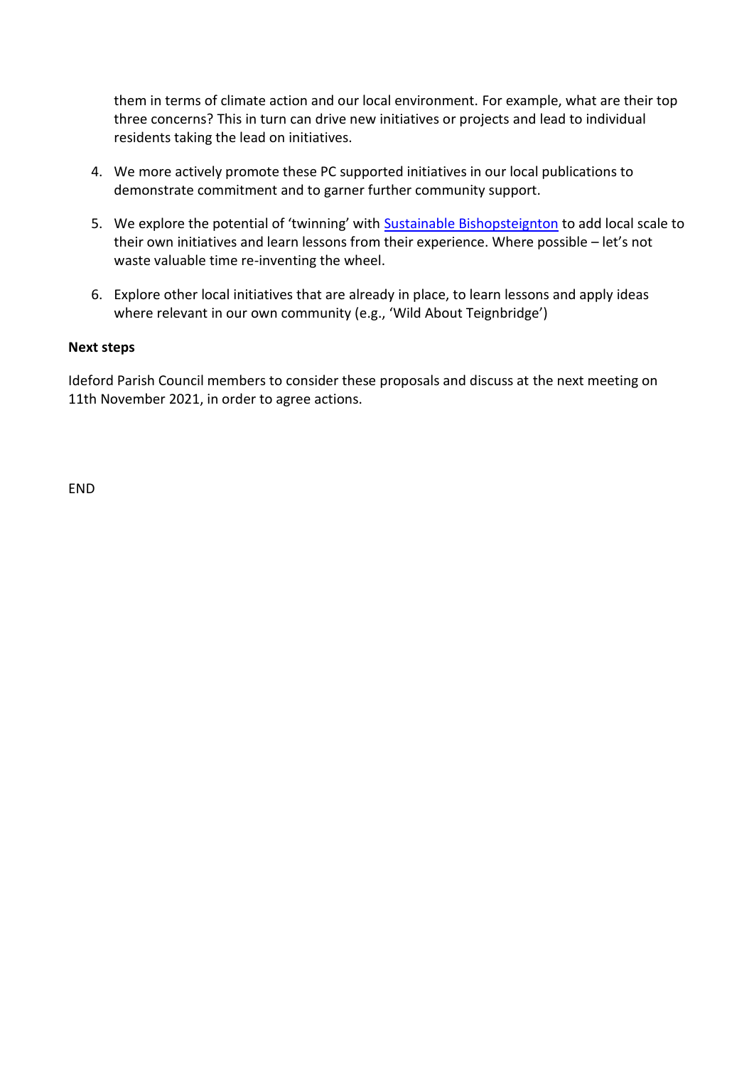them in terms of climate action and our local environment. For example, what are their top three concerns? This in turn can drive new initiatives or projects and lead to individual residents taking the lead on initiatives.

4. We more actively promote these PC supported initiatives in our local publications to demonstrate commitment and to garner further community support.

5. We explore the potential of 'twinning' with [Sustainable Bishopsteignton]() to add local scale to their own initiatives and learn lessons from their experience. Where possible – let's not waste valuable time re-inventing the wheel.

6. Explore other local initiatives that are already in place, to learn lessons and apply ideas where relevant in our own community (e.g., 'Wild About Teignbridge')

**Next steps**

Ideford Parish Council members to consider these proposals and discuss at the next meeting on 11th November 2021, in order to agree actions.

END